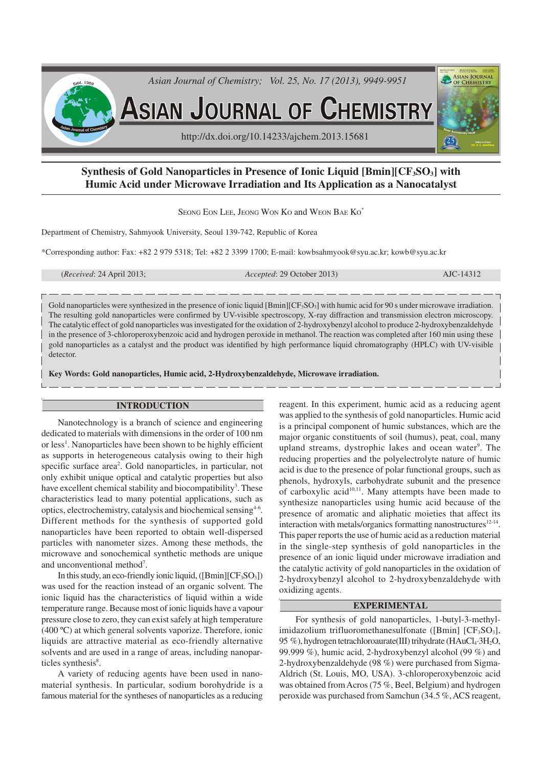# Synthesis of Gold Nanoparticles in Presence of Ionic Liquid [Bmin][$CF_3SO_3$] with Humic Acid under Microwave Irradiation and Its Application as a Nanocatalyst

SEONG EON LEE, JEONG WON KO and WEON BAE KO*

Department of Chemistry, Sahmyook University, Seoul 139-742, Republic of Korea

*Corresponding author: Fax: +82 2 979 5318; Tel: +82 2 3399 1700; E-mail: kowbsahmyook@syu.ac.kr; kowb@syu.ac.kr

(*Received*: 24 April 2013; *Accepted*: 29 October 2013) AJC-14312

Gold nanoparticles were synthesized in the presence of ionic liquid [Bmin][$CF_3SO_3$] with humic acid for 90 s under microwave irradiation. The resulting gold nanoparticles were confirmed by UV-visible spectroscopy, X-ray diffraction and transmission electron microscopy. The catalytic effect of gold nanoparticles was investigated for the oxidation of 2-hydroxybenzyl alcohol to produce 2-hydroxybenzaldehyde in the presence of 3-chloroperoxybenzoic acid and hydrogen peroxide in methanol. The reaction was completed after 160 min using these gold nanoparticles as a catalyst and the product was identified by high performance liquid chromatography (HPLC) with UV-visible detector.

**Key Words: Gold nanoparticles, Humic acid, 2-Hydroxybenzaldehyde, Microwave irradiation.**

## INTRODUCTION

Nanotechnology is a branch of science and engineering dedicated to materials with dimensions in the order of 100 nm or less[1]. Nanoparticles have been shown to be highly efficient as supports in heterogeneous catalysis owing to their high specific surface area[2]. Gold nanoparticles, in particular, not only exhibit unique optical and catalytic properties but also have excellent chemical stability and biocompatibility[3]. These characteristics lead to many potential applications, such as optics, electrochemistry, catalysis and biochemical sensing[4-6]. Different methods for the synthesis of supported gold nanoparticles have been reported to obtain well-dispersed particles with nanometer sizes. Among these methods, the microwave and sonochemical synthetic methods are unique and unconventional method[7].

In this study, an eco-friendly ionic liquid, ([Bmin][$CF_3SO_3$]) was used for the reaction instead of an organic solvent. The ionic liquid has the characteristics of liquid within a wide temperature range. Because most of ionic liquids have a vapour pressure close to zero, they can exist safely at high temperature (400 ºC) at which general solvents vaporize. Therefore, ionic liquids are attractive material as eco-friendly alternative solvents and are used in a range of areas, including nanoparticles synthesis[8].

A variety of reducing agents have been used in nanomaterial synthesis. In particular, sodium borohydride is a famous material for the syntheses of nanoparticles as a reducing reagent. In this experiment, humic acid as a reducing agent was applied to the synthesis of gold nanoparticles. Humic acid is a principal component of humic substances, which are the major organic constituents of soil (humus), peat, coal, many upland streams, dystrophic lakes and ocean water[9]. The reducing properties and the polyelectrolyte nature of humic acid is due to the presence of polar functional groups, such as phenols, hydroxyls, carbohydrate subunit and the presence of carboxylic acid[10,11]. Many attempts have been made to synthesize nanoparticles using humic acid because of the presence of aromatic and aliphatic moieties that affect its interaction with metals/organics formatting nanostructures[12-14]. This paper reports the use of humic acid as a reduction material in the single-step synthesis of gold nanoparticles in the presence of an ionic liquid under microwave irradiation and the catalytic activity of gold nanoparticles in the oxidation of 2-hydroxybenzyl alcohol to 2-hydroxybenzaldehyde with oxidizing agents.

## EXPERIMENTAL

For synthesis of gold nanoparticles, 1-butyl-3-methylimidazolium trifluoromethanesulfonate ([Bmin] [$CF_3SO_3$], 95 %), hydrogen tetrachloroaurate(III) trihydrate ($HAuCl_4 \cdot 3H_2O$, 99.999 %), humic acid, 2-hydroxybenzyl alcohol (99 %) and 2-hydroxybenzaldehyde (98 %) were purchased from Sigma-Aldrich (St. Louis, MO, USA). 3-Chloroperoxybenzoic acid was obtained from Acros (75 %, Beel, Belgium) and hydrogen peroxide was purchased from Samchun (34.5 %, ACS reagent,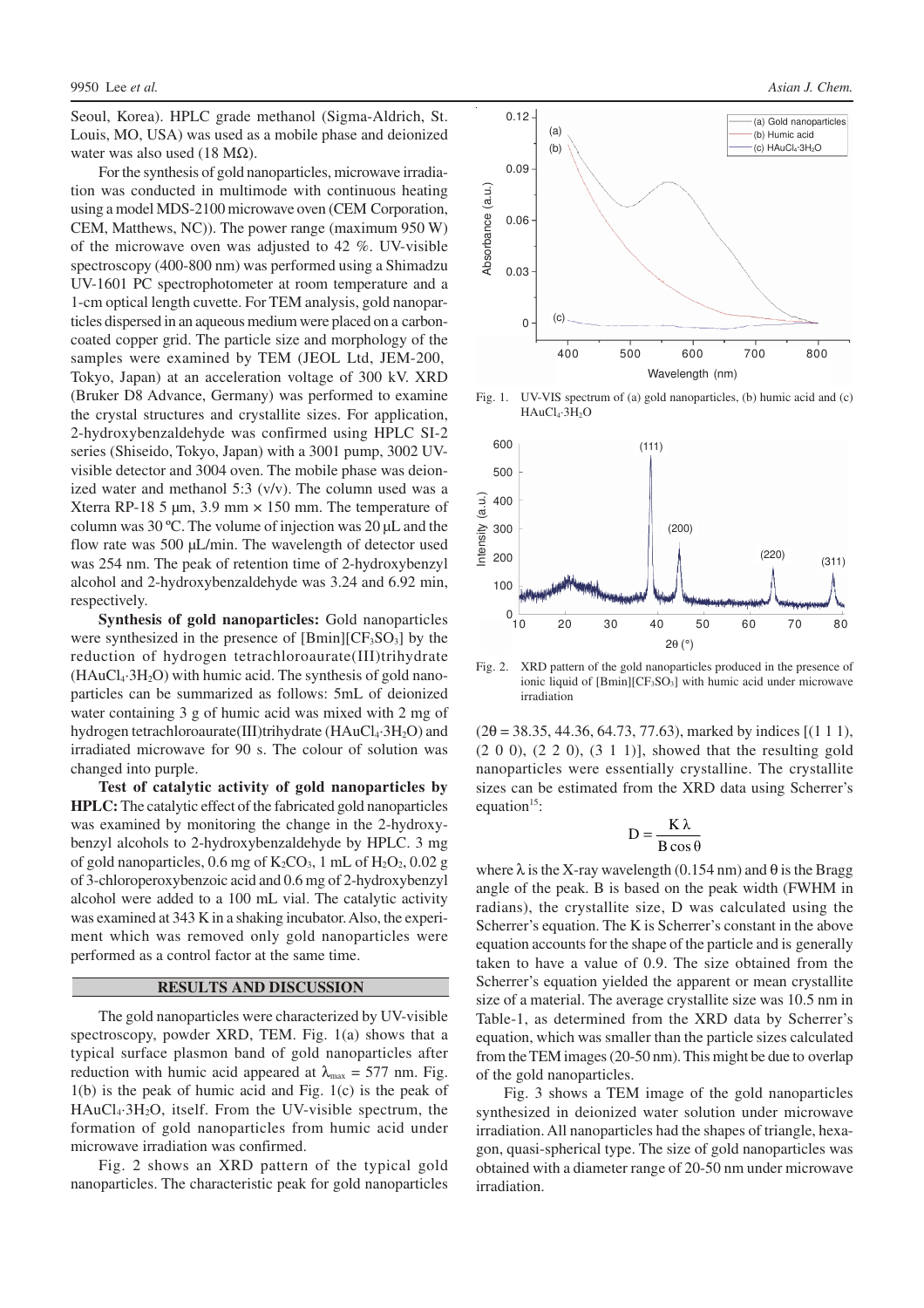Seoul, Korea). HPLC grade methanol (Sigma-Aldrich, St. Louis, MO, USA) was used as a mobile phase and deionized water was also used (18 MΩ).

For the synthesis of gold nanoparticles, microwave irradiation was conducted in multimode with continuous heating using a model MDS-2100 microwave oven (CEM Corporation, CEM, Matthews, NC)). The power range (maximum 950 W) of the microwave oven was adjusted to 42 %. UV-visible spectroscopy (400-800 nm) was performed using a Shimadzu UV-1601 PC spectrophotometer at room temperature and a 1-cm optical length cuvette. For TEM analysis, gold nanoparticles dispersed in an aqueous medium were placed on a carbon-coated copper grid. The particle size and morphology of the samples were examined by TEM (JEOL Ltd, JEM-200, Tokyo, Japan) at an acceleration voltage of 300 kV. XRD (Bruker D8 Advance, Germany) was performed to examine the crystal structures and crystallite sizes. For application, 2-hydroxybenzaldehyde was confirmed using HPLC SI-2 series (Shiseido, Tokyo, Japan) with a 3001 pump, 3002 UV-visible detector and 3004 oven. The mobile phase was deionized water and methanol 5:3 (v/v). The column used was a Xterra RP-18 5 µm, 3.9 mm × 150 mm. The temperature of column was 30 ºC. The volume of injection was 20 µL and the flow rate was 500 µL/min. The wavelength of detector used was 254 nm. The peak of retention time of 2-hydroxybenzyl alcohol and 2-hydroxybenzaldehyde was 3.24 and 6.92 min, respectively.

**Synthesis of gold nanoparticles:** Gold nanoparticles were synthesized in the presence of [Bmin][$CF_3SO_3$] by the reduction of hydrogen tetrachloroaurate(III)trihydrate ($HAuCl_4 \cdot 3H_2O$) with humic acid. The synthesis of gold nanoparticles can be summarized as follows: 5mL of deionized water containing 3 g of humic acid was mixed with 2 mg of hydrogen tetrachloroaurate(III)trihydrate ($HAuCl_4 \cdot 3H_2O$) and irradiated microwave for 90 s. The colour of solution was changed into purple.

**Test of catalytic activity of gold nanoparticles by HPLC:** The catalytic effect of the fabricated gold nanoparticles was examined by monitoring the change in the 2-hydroxybenzyl alcohols to 2-hydroxybenzaldehyde by HPLC. 3 mg of gold nanoparticles, 0.6 mg of $K_2CO_3$, 1 mL of $H_2O_2$, 0.02 g of 3-chloroperoxybenzoic acid and 0.6 mg of 2-hydroxybenzyl alcohol were added to a 100 mL vial. The catalytic activity was examined at 343 K in a shaking incubator. Also, the experiment which was removed only gold nanoparticles were performed as a control factor at the same time.

## RESULTS AND DISCUSSION

The gold nanoparticles were characterized by UV-visible spectroscopy, powder XRD, TEM. Fig. 1(a) shows that a typical surface plasmon band of gold nanoparticles after reduction with humic acid appeared at $\lambda_{max}$ = 577 nm. Fig. 1(b) is the peak of humic acid and Fig. 1(c) is the peak of $HAuCl_4 \cdot 3H_2O$, itself. From the UV-visible spectrum, the formation of gold nanoparticles from humic acid under microwave irradiation was confirmed.

Fig. 2 shows an XRD pattern of the typical gold nanoparticles. The characteristic peak for gold nanoparticles ($2\theta$ = 38.35, 44.36, 64.73, 77.63), marked by indices [(1 1 1), (2 0 0), (2 2 0), (3 1 1)], showed that the resulting gold nanoparticles were essentially crystalline. The crystallite sizes can be estimated from the XRD data using Scherrer's equation[15]:

Fig. 1. UV-VIS spectrum of (a) gold nanoparticles, (b) humic acid and (c) $HAuCl_4 \cdot 3H_2O$

Fig. 2. XRD pattern of the gold nanoparticles produced in the presence of ionic liquid of [Bmin][$CF_3SO_3$] with humic acid under microwave irradiation

$$D = \frac{K\lambda}{B\cos\theta}$$

where $\lambda$ is the X-ray wavelength (0.154 nm) and $\theta$ is the Bragg angle of the peak. B is based on the peak width (FWHM in radians), the crystallite size, D was calculated using the Scherrer's equation. The K is Scherrer's constant in the above equation accounts for the shape of the particle and is generally taken to have a value of 0.9. The size obtained from the Scherrer's equation yielded the apparent or mean crystallite size of a material. The average crystallite size was 10.5 nm in Table-1, as determined from the XRD data by Scherrer's equation, which was smaller than the particle sizes calculated from the TEM images (20-50 nm). This might be due to overlap of the gold nanoparticles.

Fig. 3 shows a TEM image of the gold nanoparticles synthesized in deionized water solution under microwave irradiation. All nanoparticles had the shapes of triangle, hexagon, quasi-spherical type. The size of gold nanoparticles was obtained with a diameter range of 20-50 nm under microwave irradiation.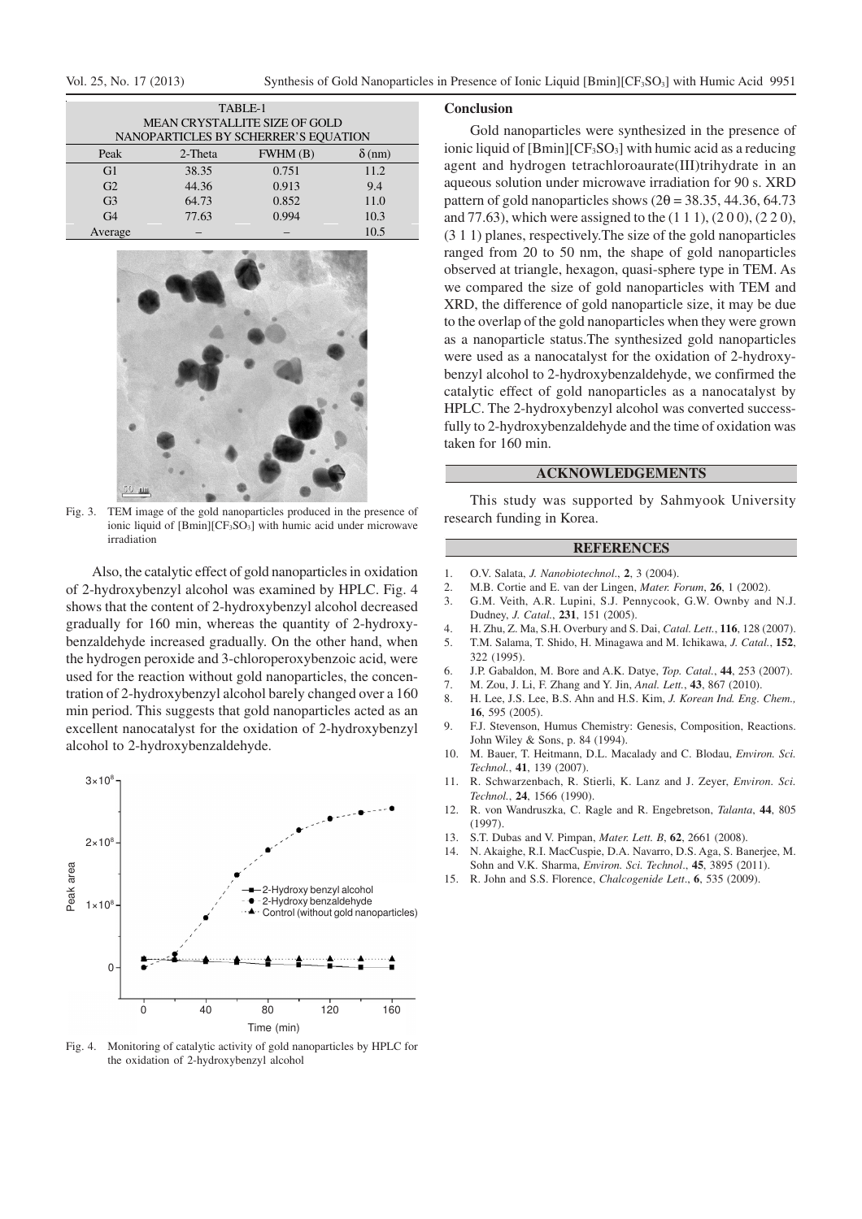TABLE-1
MEAN CRYSTALLITE SIZE OF GOLD NANOPARTICLES BY SCHERRER'S EQUATION

| Peak | 2-Theta | FWHM (B) | δ (nm) |
|---|---|---|---|
| G1 | 38.35 | 0.751 | 11.2 |
| G2 | 44.36 | 0.913 | 9.4 |
| G3 | 64.73 | 0.852 | 11.0 |
| G4 | 77.63 | 0.994 | 10.3 |
| Average | – | – | 10.5 |

50 nm

Fig. 3. TEM image of the gold nanoparticles produced in the presence of ionic liquid of [Bmin][$CF_3SO_3$] with humic acid under microwave irradiation

Also, the catalytic effect of gold nanoparticles in oxidation of 2-hydroxybenzyl alcohol was examined by HPLC. Fig. 4 shows that the content of 2-hydroxybenzyl alcohol decreased gradually for 160 min, whereas the quantity of 2-hydroxybenzaldehyde increased gradually. On the other hand, when the hydrogen peroxide and 3-chloroperoxybenzoic acid, were used for the reaction without gold nanoparticles, the concentration of 2-hydroxybenzyl alcohol barely changed over a 160 min period. This suggests that gold nanoparticles acted as an excellent nanocatalyst for the oxidation of 2-hydroxybenzyl alcohol to 2-hydroxybenzaldehyde.

Peak area
$3\times10^8$
$2\times10^8$
$1\times10^8$
0
0 40 80 120 160
Time (min)
2-Hydroxy benzyl alcohol
2-Hydroxy benzaldehyde
Control (without gold nanoparticles)

Fig. 4. Monitoring of catalytic activity of gold nanoparticles by HPLC for the oxidation of 2-hydroxybenzyl alcohol

## Conclusion

Gold nanoparticles were synthesized in the presence of ionic liquid of [Bmin][$CF_3SO_3$] with humic acid as a reducing agent and hydrogen tetrachloroaurate(III)trihydrate in an aqueous solution under microwave irradiation for 90 s. XRD pattern of gold nanoparticles shows ($2\theta$ = 38.35, 44.36, 64.73 and 77.63), which were assigned to the (1 1 1), (2 0 0), (2 2 0), (3 1 1) planes, respectively.The size of the gold nanoparticles ranged from 20 to 50 nm, the shape of gold nanoparticles observed at triangle, hexagon, quasi-sphere type in TEM. As we compared the size of gold nanoparticles with TEM and XRD, the difference of gold nanoparticle size, it may be due to the overlap of the gold nanoparticles when they were grown as a nanoparticle status.The synthesized gold nanoparticles were used as a nanocatalyst for the oxidation of 2-hydroxybenzyl alcohol to 2-hydroxybenzaldehyde, we confirmed the catalytic effect of gold nanoparticles as a nanocatalyst by HPLC. The 2-hydroxybenzyl alcohol was converted successfully to 2-hydroxybenzaldehyde and the time of oxidation was taken for 160 min.

## ACKNOWLEDGEMENTS

This study was supported by Sahmyook University research funding in Korea.

## REFERENCES

1. O.V. Salata, *J. Nanobiotechnol*., **2**, 3 (2004).
2. M.B. Cortie and E. van der Lingen, *Mater. Forum*, **26**, 1 (2002).
3. G.M. Veith, A.R. Lupini, S.J. Pennycook, G.W. Ownby and N.J. Dudney, *J. Catal.*, **231**, 151 (2005).
4. H. Zhu, Z. Ma, S.H. Overbury and S. Dai, *Catal. Lett.*, **116**, 128 (2007).
5. T.M. Salama, T. Shido, H. Minagawa and M. Ichikawa, *J. Catal.*, **152**, 322 (1995).
6. J.P. Gabaldon, M. Bore and A.K. Datye, *Top. Catal.*, **44**, 253 (2007).
7. M. Zou, J. Li, F. Zhang and Y. Jin, *Anal. Lett.*, **43**, 867 (2010).
8. H. Lee, J.S. Lee, B.S. Ahn and H.S. Kim, *J. Korean Ind. Eng. Chem.,* **16**, 595 (2005).
9. F.J. Stevenson, Humus Chemistry: Genesis, Composition, Reactions. John Wiley & Sons, p. 84 (1994).
10. M. Bauer, T. Heitmann, D.L. Macalady and C. Blodau, *Environ. Sci. Technol.*, **41**, 139 (2007).
11. R. Schwarzenbach, R. Stierli, K. Lanz and J. Zeyer, *Environ. Sci. Technol.*, **24**, 1566 (1990).
12. R. von Wandruszka, C. Ragle and R. Engebretson, *Talanta*, **44**, 805 (1997).
13. S.T. Dubas and V. Pimpan, *Mater. Lett. B*, **62**, 2661 (2008).
14. N. Akaighe, R.I. MacCuspie, D.A. Navarro, D.S. Aga, S. Banerjee, M. Sohn and V.K. Sharma, *Environ. Sci. Technol*., **45**, 3895 (2011).
15. R. John and S.S. Florence, *Chalcogenide Lett*., **6**, 535 (2009).